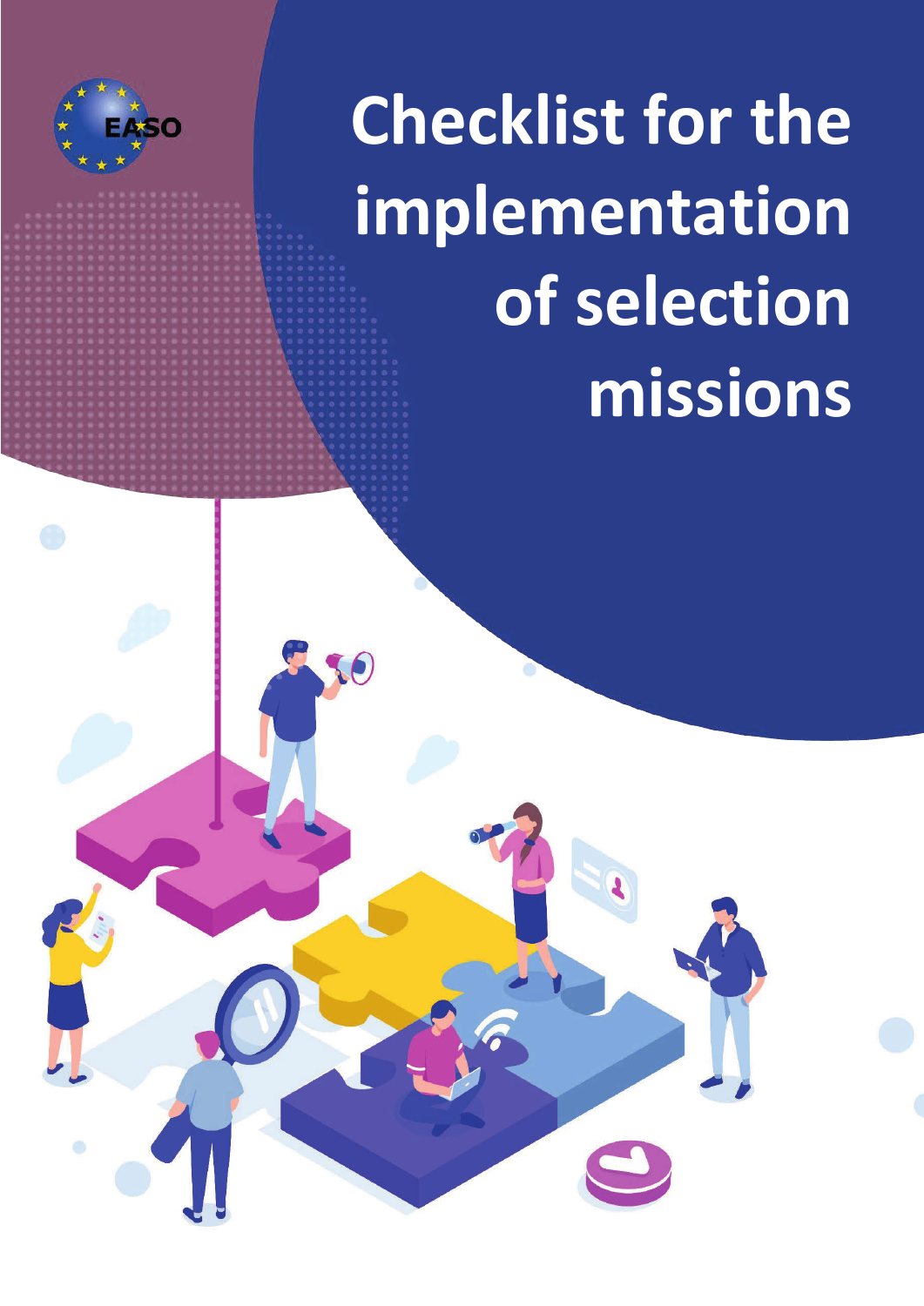# Checklist for the implementation of selection missions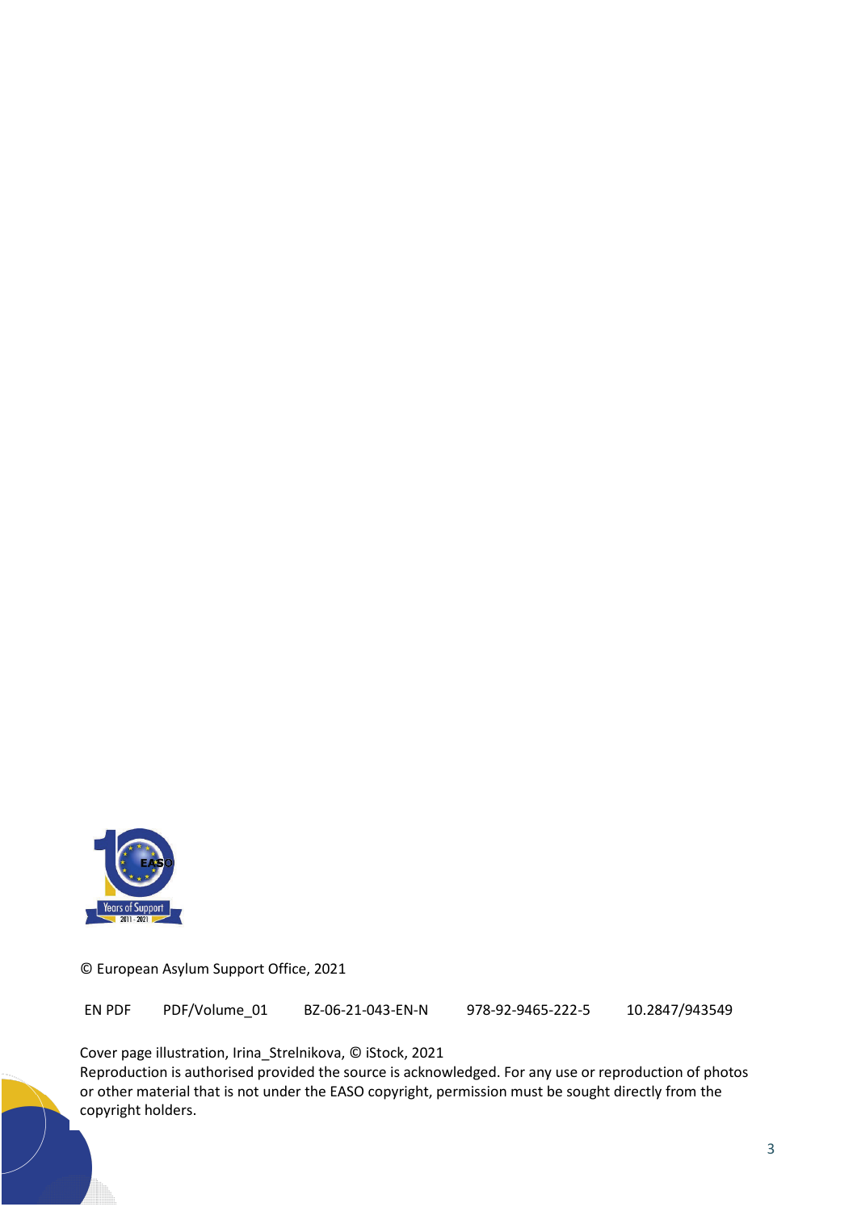© European Asylum Support Office, 2021

| EN PDF | PDF/Volume_01 | BZ-06-21-043-EN-N | 978-92-9465-222-5 | 10.2847/943549 |
| --- | --- | --- | --- | --- |

Cover page illustration, Irina_Strelnikova, © iStock, 2021

Reproduction is authorised provided the source is acknowledged. For any use or reproduction of photos or other material that is not under the EASO copyright, permission must be sought directly from the copyright holders.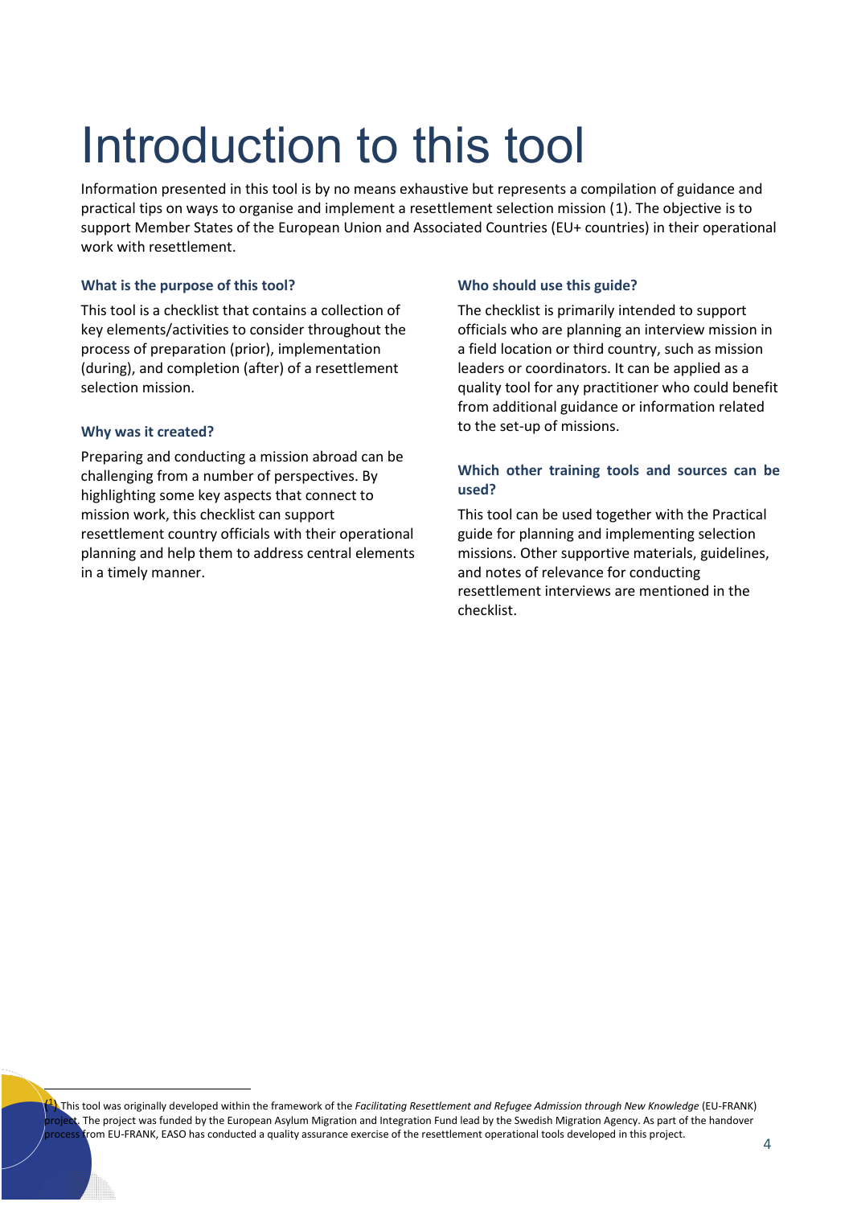# Introduction to this tool

Information presented in this tool is by no means exhaustive but represents a compilation of guidance and practical tips on ways to organise and implement a resettlement selection mission (1). The objective is to support Member States of the European Union and Associated Countries (EU+ countries) in their operational work with resettlement.

### What is the purpose of this tool?

This tool is a checklist that contains a collection of key elements/activities to consider throughout the process of preparation (prior), implementation (during), and completion (after) of a resettlement selection mission.

### Why was it created?

Preparing and conducting a mission abroad can be challenging from a number of perspectives. By highlighting some key aspects that connect to mission work, this checklist can support resettlement country officials with their operational planning and help them to address central elements in a timely manner.

### Who should use this guide?

The checklist is primarily intended to support officials who are planning an interview mission in a field location or third country, such as mission leaders or coordinators. It can be applied as a quality tool for any practitioner who could benefit from additional guidance or information related to the set-up of missions.

### Which other training tools and sources can be used?

This tool can be used together with the Practical guide for planning and implementing selection missions. Other supportive materials, guidelines, and notes of relevance for conducting resettlement interviews are mentioned in the checklist.

(1) This tool was originally developed within the framework of the *Facilitating Resettlement and Refugee Admission through New Knowledge* (EU-FRANK) project. The project was funded by the European Asylum Migration and Integration Fund lead by the Swedish Migration Agency. As part of the handover process from EU-FRANK, EASO has conducted a quality assurance exercise of the resettlement operational tools developed in this project.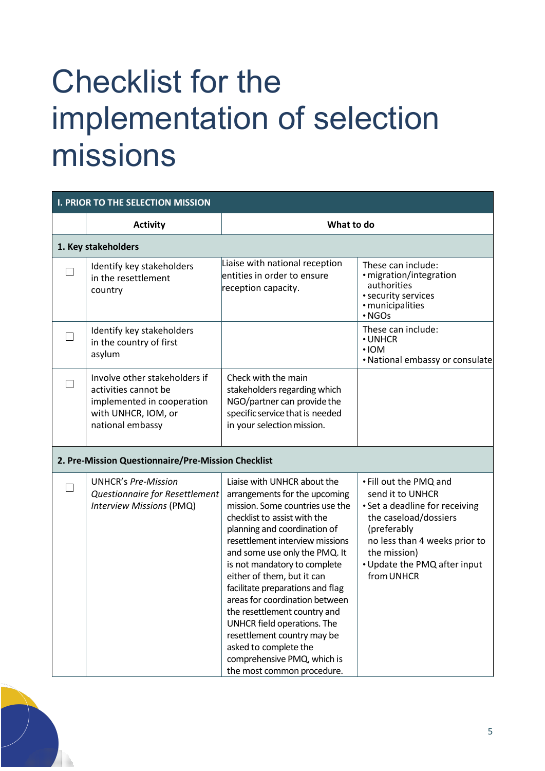# Checklist for the implementation of selection missions

| I. PRIOR TO THE SELECTION MISSION | | | |
|---|---|---|---|
| | **Activity** | **What to do** | |
| **1. Key stakeholders** | | | |
| ☐ | Identify key stakeholders in the resettlement country | Liaise with national reception entities in order to ensure reception capacity. | These can include:<br>• migration/integration authorities<br>• security services<br>• municipalities<br>• NGOs |
| ☐ | Identify key stakeholders in the country of first asylum | | These can include:<br>• UNHCR<br>• IOM<br>• National embassy or consulate |
| ☐ | Involve other stakeholders if activities cannot be implemented in cooperation with UNHCR, IOM, or national embassy | Check with the main stakeholders regarding which NGO/partner can provide the specific service that is needed in your selection mission. | |
| **2. Pre-Mission Questionnaire/Pre-Mission Checklist** | | | |
| ☐ | UNHCR's *Pre-Mission Questionnaire for Resettlement Interview Missions* (PMQ) | Liaise with UNHCR about the arrangements for the upcoming mission. Some countries use the checklist to assist with the planning and coordination of resettlement interview missions and some use only the PMQ. It is not mandatory to complete either of them, but it can facilitate preparations and flag areas for coordination between the resettlement country and UNHCR field operations. The resettlement country may be asked to complete the comprehensive PMQ, which is the most common procedure. | • Fill out the PMQ and send it to UNHCR<br>• Set a deadline for receiving the caseload/dossiers (preferably no less than 4 weeks prior to the mission)<br>• Update the PMQ after input from UNHCR |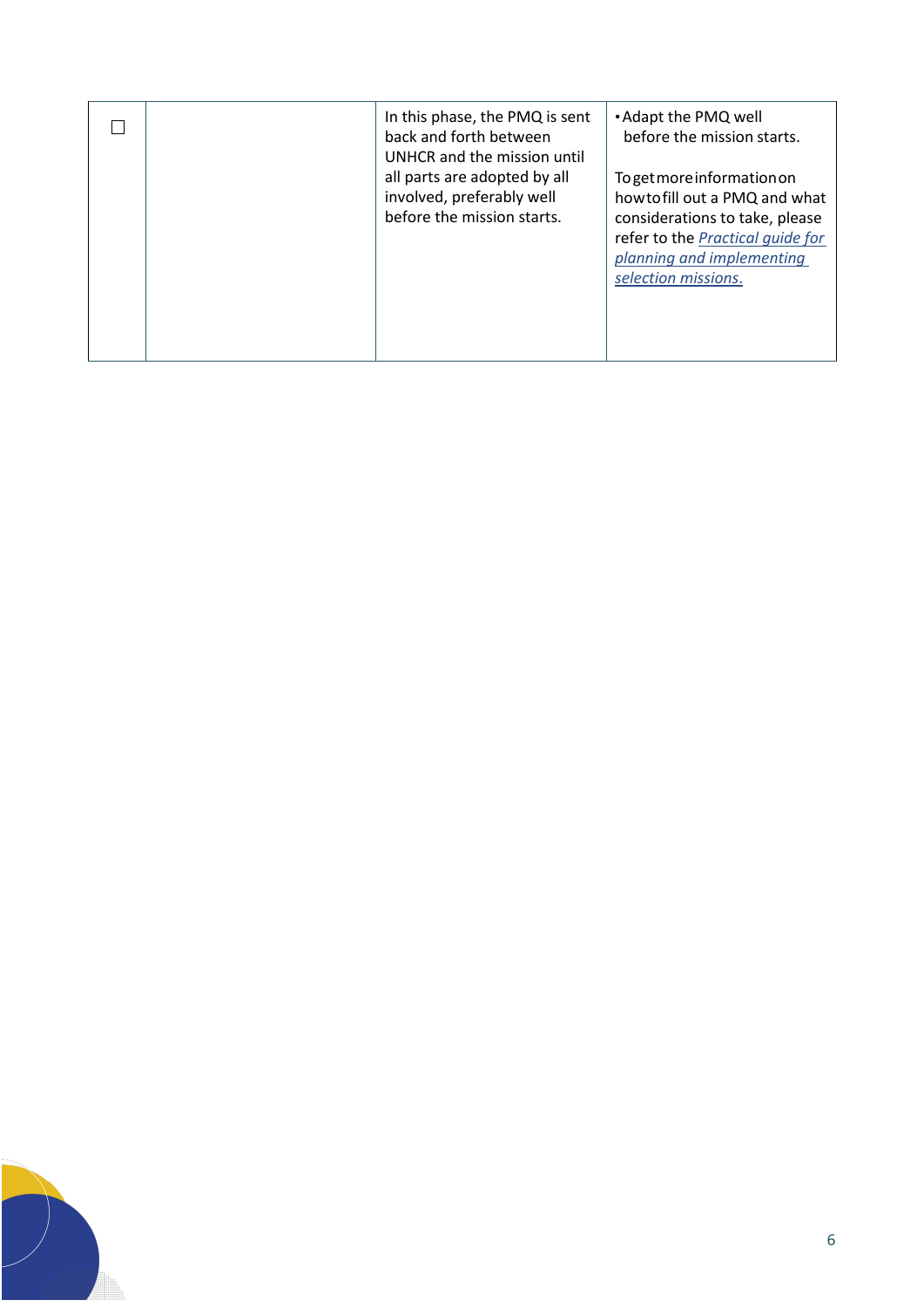| | | | |
|---|---|---|---|
| ☐ | | In this phase, the PMQ is sent back and forth between UNHCR and the mission until all parts are adopted by all involved, preferably well before the mission starts. | • Adapt the PMQ well before the mission starts.<br><br>To get more information on how to fill out a PMQ and what considerations to take, please refer to the *Practical guide for planning and implementing selection missions.* |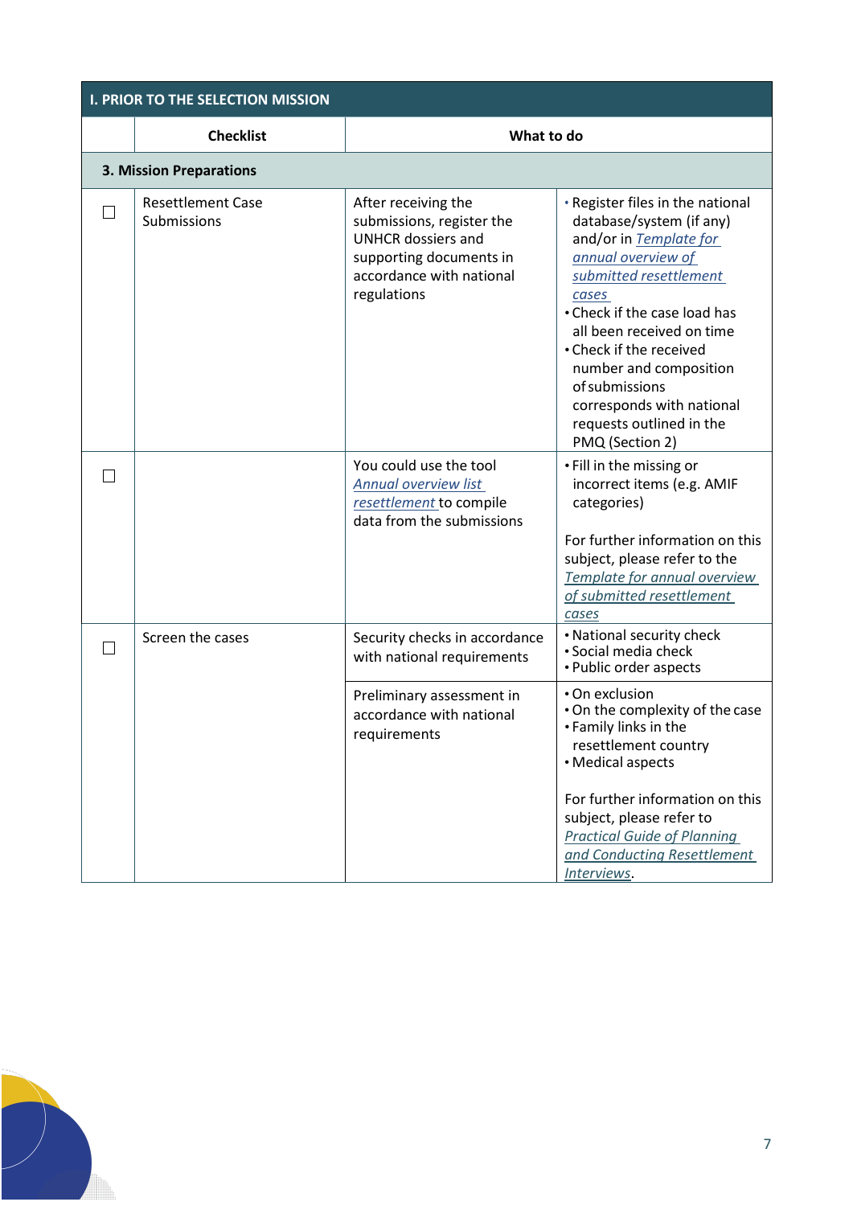| I. PRIOR TO THE SELECTION MISSION | | | |
|---|---|---|---|
| | **Checklist** | **What to do** | |
| **3. Mission Preparations** | | | |
| ☐ | Resettlement Case Submissions | After receiving the submissions, register the UNHCR dossiers and supporting documents in accordance with national regulations | • Register files in the national database/system (if any) and/or in *Template for annual overview of submitted resettlement cases*<br>• Check if the case load has all been received on time<br>• Check if the received number and composition of submissions corresponds with national requests outlined in the PMQ (Section 2) |
| ☐ | | You could use the tool *Annual overview list resettlement* to compile data from the submissions | • Fill in the missing or incorrect items (e.g. AMIF categories)<br><br>For further information on this subject, please refer to the *Template for annual overview of submitted resettlement cases* |
| ☐ | Screen the cases | Security checks in accordance with national requirements | • National security check<br>• Social media check<br>• Public order aspects |
| | | Preliminary assessment in accordance with national requirements | • On exclusion<br>• On the complexity of the case<br>• Family links in the resettlement country<br>• Medical aspects<br><br>For further information on this subject, please refer to *Practical Guide of Planning and Conducting Resettlement Interviews*. |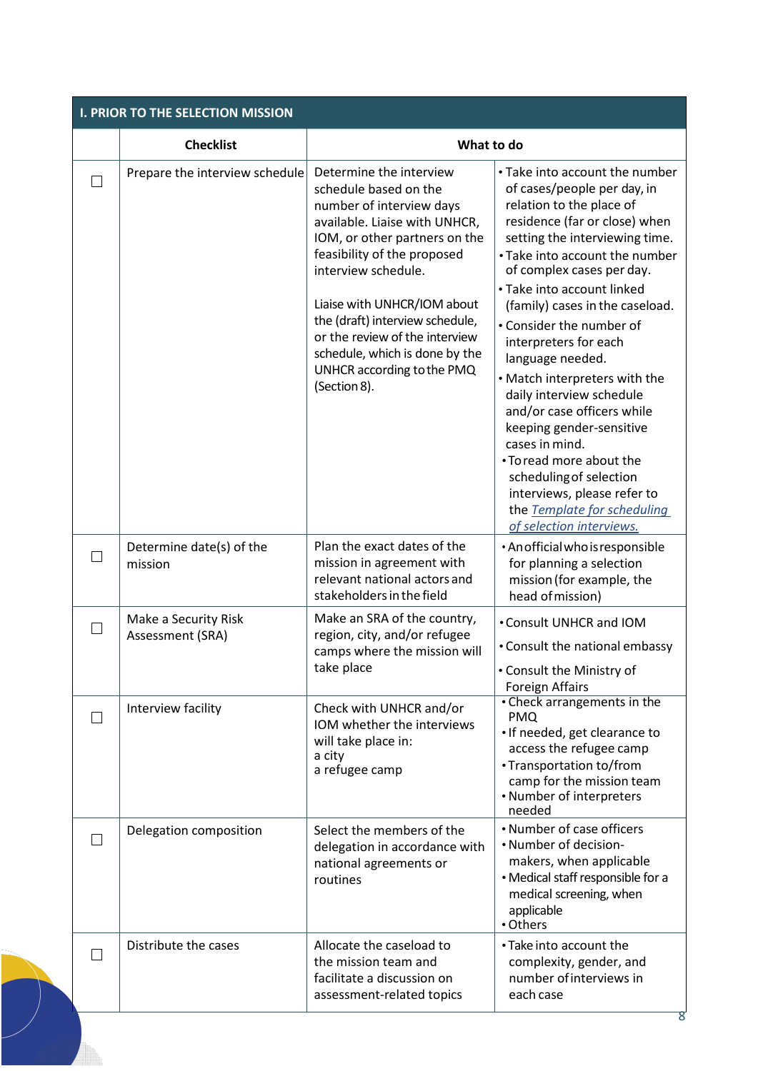| I. PRIOR TO THE SELECTION MISSION | | | |
|---|---|---|---|
| | **Checklist** | **What to do** | |
| ☐ | Prepare the interview schedule | Determine the interview schedule based on the number of interview days available. Liaise with UNHCR, IOM, or other partners on the feasibility of the proposed interview schedule.<br><br>Liaise with UNHCR/IOM about the (draft) interview schedule, or the review of the interview schedule, which is done by the UNHCR according to the PMQ (Section 8). | • Take into account the number of cases/people per day, in relation to the place of residence (far or close) when setting the interviewing time.<br>• Take into account the number of complex cases per day.<br>• Take into account linked (family) cases in the caseload.<br>• Consider the number of interpreters for each language needed.<br>• Match interpreters with the daily interview schedule and/or case officers while keeping gender-sensitive cases in mind.<br>• To read more about the scheduling of selection interviews, please refer to the *Template for scheduling of selection interviews.* |
| ☐ | Determine date(s) of the mission | Plan the exact dates of the mission in agreement with relevant national actors and stakeholders in the field | • An official who is responsible for planning a selection mission (for example, the head of mission) |
| ☐ | Make a Security Risk Assessment (SRA) | Make an SRA of the country, region, city, and/or refugee camps where the mission will take place | • Consult UNHCR and IOM<br>• Consult the national embassy<br>• Consult the Ministry of Foreign Affairs |
| ☐ | Interview facility | Check with UNHCR and/or IOM whether the interviews will take place in:<br>a city<br>a refugee camp | • Check arrangements in the PMQ<br>• If needed, get clearance to access the refugee camp<br>• Transportation to/from camp for the mission team<br>• Number of interpreters needed |
| ☐ | Delegation composition | Select the members of the delegation in accordance with national agreements or routines | • Number of case officers<br>• Number of decision-makers, when applicable<br>• Medical staff responsible for a medical screening, when applicable<br>• Others |
| ☐ | Distribute the cases | Allocate the caseload to the mission team and facilitate a discussion on assessment-related topics | • Take into account the complexity, gender, and number of interviews in each case |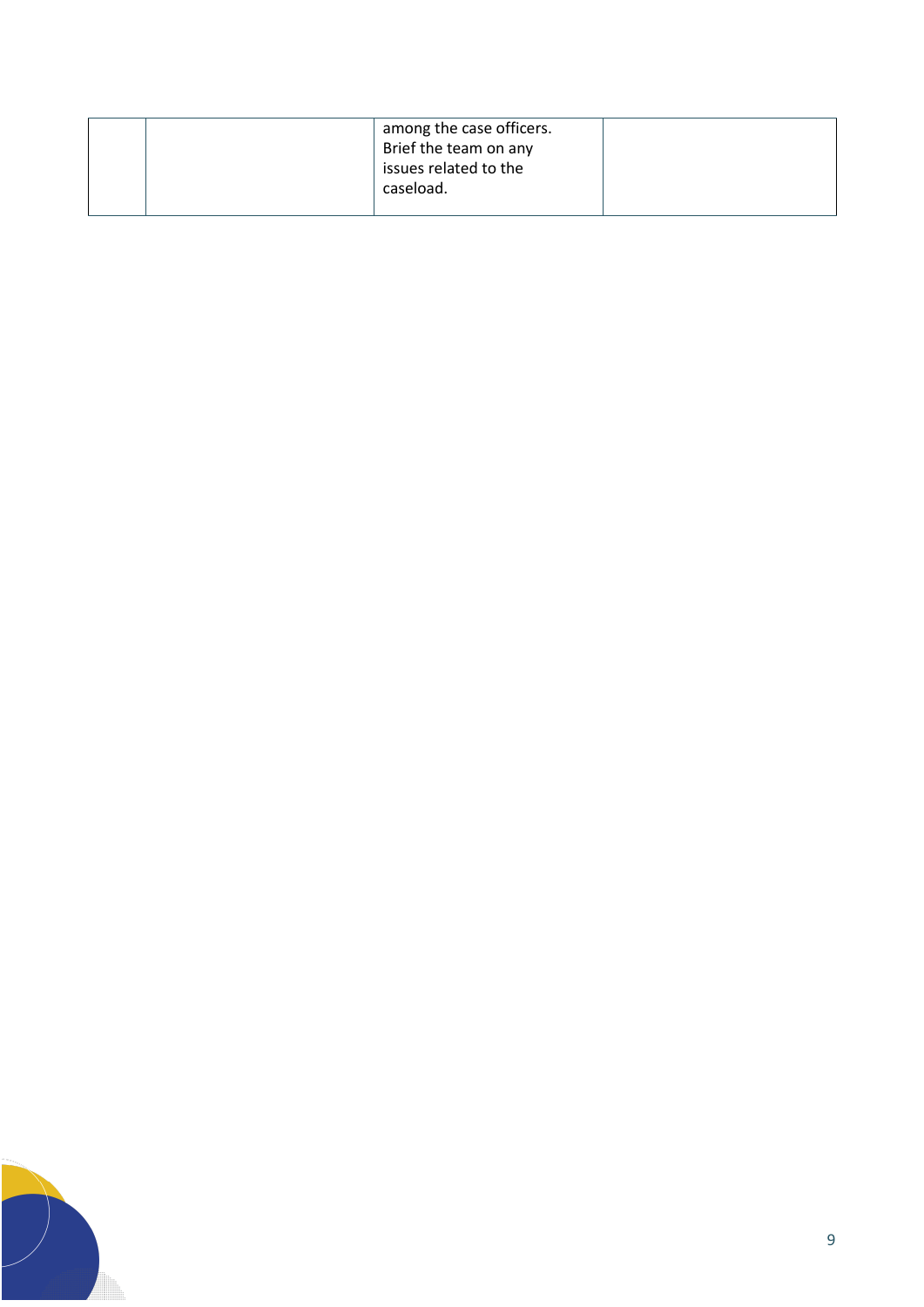| | | | |
|---|---|---|---|
| | | among the case officers. Brief the team on any issues related to the caseload. | |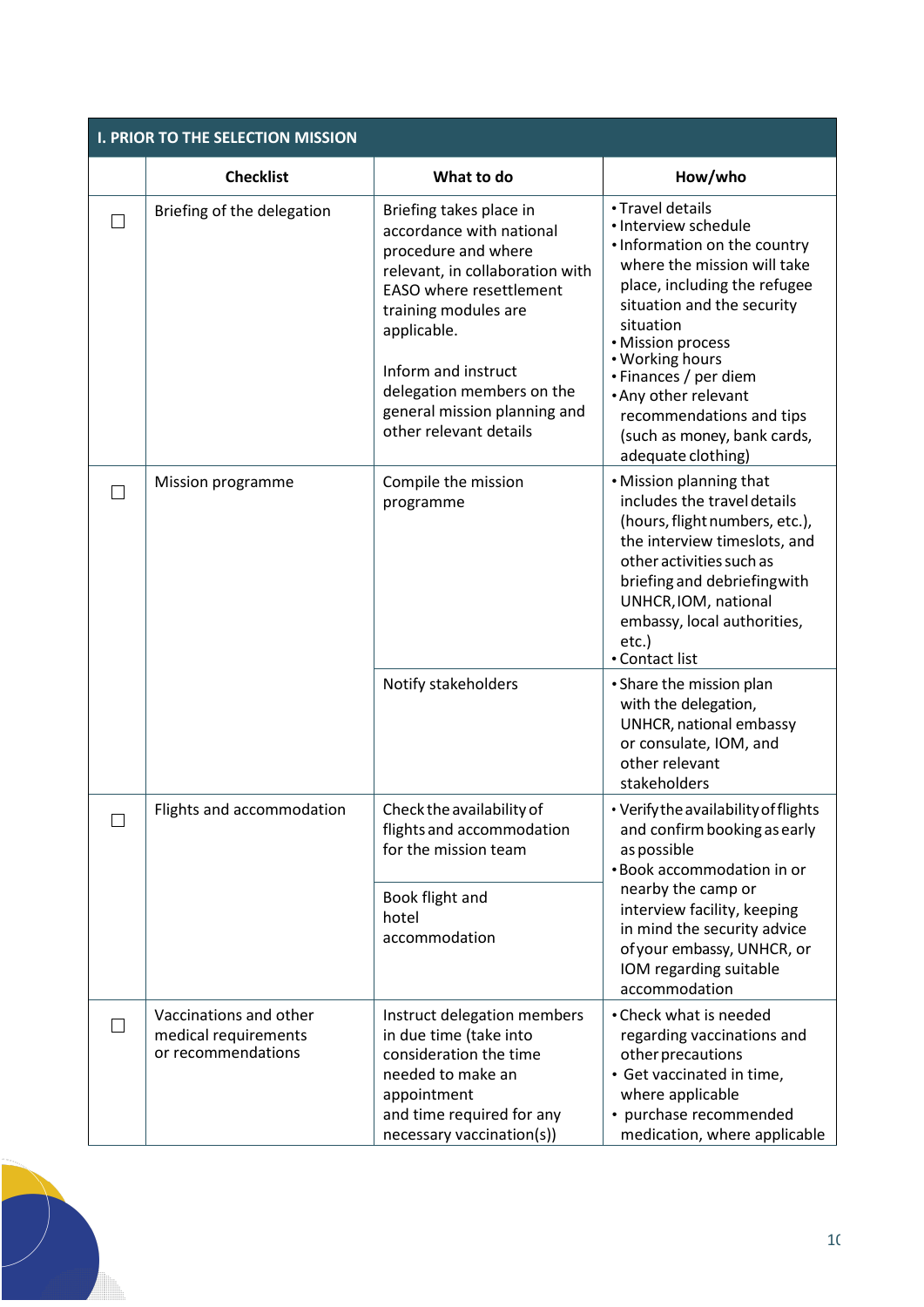| I. PRIOR TO THE SELECTION MISSION | | | |
|---|---|---|---|
| | **Checklist** | **What to do** | **How/who** |
| ☐ | Briefing of the delegation | Briefing takes place in accordance with national procedure and where relevant, in collaboration with EASO where resettlement training modules are applicable.<br><br>Inform and instruct delegation members on the general mission planning and other relevant details | • Travel details<br>• Interview schedule<br>• Information on the country where the mission will take place, including the refugee situation and the security situation<br>• Mission process<br>• Working hours<br>• Finances / per diem<br>• Any other relevant recommendations and tips (such as money, bank cards, adequate clothing) |
| ☐ | Mission programme | Compile the mission programme | • Mission planning that includes the travel details (hours, flight numbers, etc.), the interview timeslots, and other activities such as briefing and debriefing with UNHCR, IOM, national embassy, local authorities, etc.)<br>• Contact list |
| | | Notify stakeholders | • Share the mission plan with the delegation, UNHCR, national embassy or consulate, IOM, and other relevant stakeholders |
| ☐ | Flights and accommodation | Check the availability of flights and accommodation for the mission team<br><br>Book flight and hotel accommodation | • Verify the availability of flights and confirm booking as early as possible<br>• Book accommodation in or nearby the camp or interview facility, keeping in mind the security advice of your embassy, UNHCR, or IOM regarding suitable accommodation |
| ☐ | Vaccinations and other medical requirements or recommendations | Instruct delegation members in due time (take into consideration the time needed to make an appointment and time required for any necessary vaccination(s)) | • Check what is needed regarding vaccinations and other precautions<br>• Get vaccinated in time, where applicable<br>• purchase recommended medication, where applicable |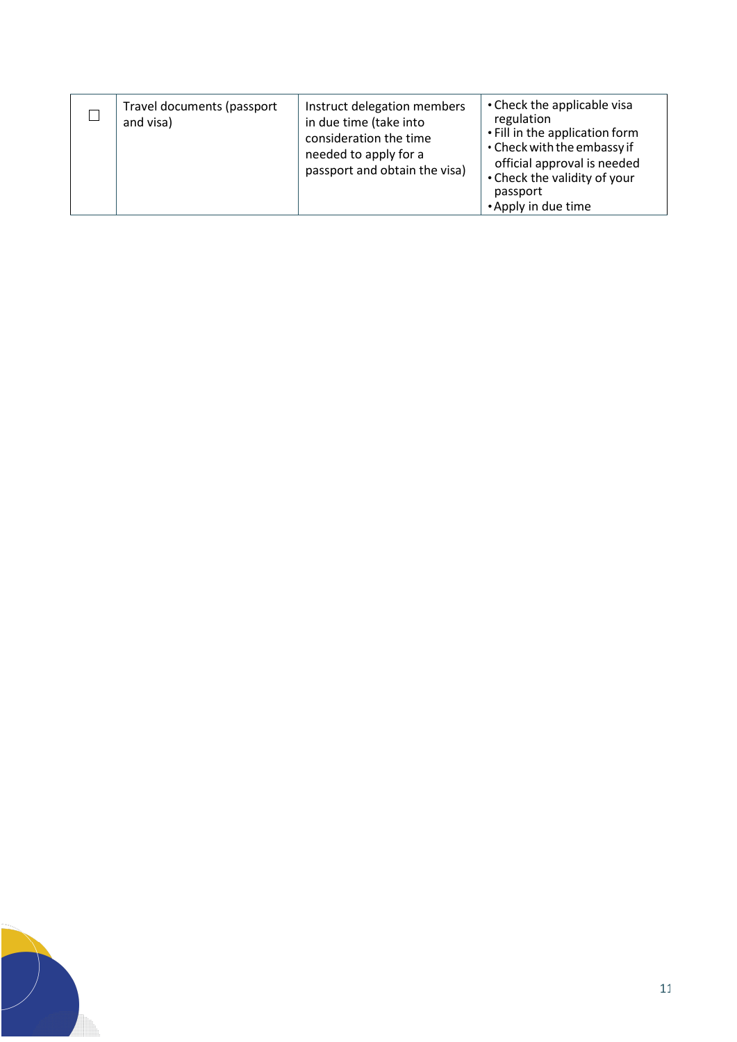| | | | |
|---|---|---|---|
| ☐ | Travel documents (passport and visa) | Instruct delegation members in due time (take into consideration the time needed to apply for a passport and obtain the visa) | • Check the applicable visa regulation<br>• Fill in the application form<br>• Check with the embassy if official approval is needed<br>• Check the validity of your passport<br>• Apply in due time |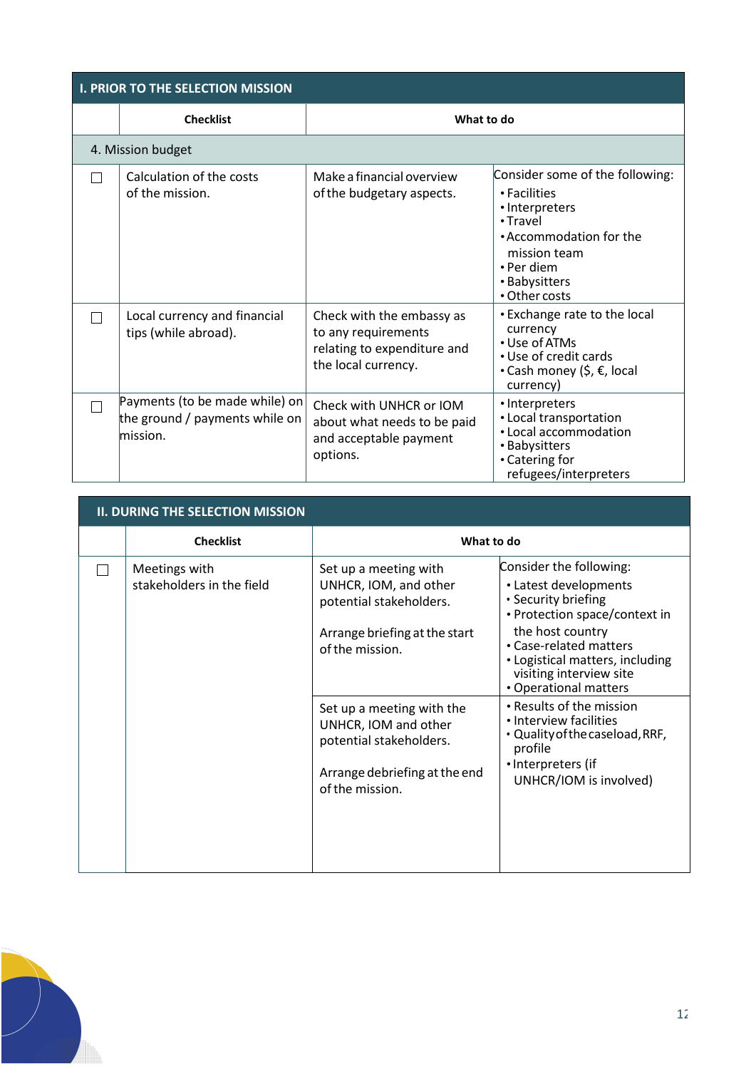| I. PRIOR TO THE SELECTION MISSION | | | |
|---|---|---|---|
| | **Checklist** | **What to do** | |
| 4. Mission budget | | | |
| ☐ | Calculation of the costs of the mission. | Make a financial overview of the budgetary aspects. | Consider some of the following:<br>• Facilities<br>• Interpreters<br>• Travel<br>• Accommodation for the mission team<br>• Per diem<br>• Babysitters<br>• Other costs |
| ☐ | Local currency and financial tips (while abroad). | Check with the embassy as to any requirements relating to expenditure and the local currency. | • Exchange rate to the local currency<br>• Use of ATMs<br>• Use of credit cards<br>• Cash money ($, €, local currency) |
| ☐ | Payments (to be made while) on the ground / payments while on mission. | Check with UNHCR or IOM about what needs to be paid and acceptable payment options. | • Interpreters<br>• Local transportation<br>• Local accommodation<br>• Babysitters<br>• Catering for refugees/interpreters |

| II. DURING THE SELECTION MISSION | | | |
|---|---|---|---|
| | **Checklist** | **What to do** | |
| ☐ | Meetings with stakeholders in the field | Set up a meeting with UNHCR, IOM, and other potential stakeholders.<br><br>Arrange briefing at the start of the mission. | Consider the following:<br>• Latest developments<br>• Security briefing<br>• Protection space/context in the host country<br>• Case-related matters<br>• Logistical matters, including visiting interview site<br>• Operational matters |
| | | Set up a meeting with the UNHCR, IOM and other potential stakeholders.<br><br>Arrange debriefing at the end of the mission. | • Results of the mission<br>• Interview facilities<br>• Quality of the caseload, RRF, profile<br>• Interpreters (if UNHCR/IOM is involved) |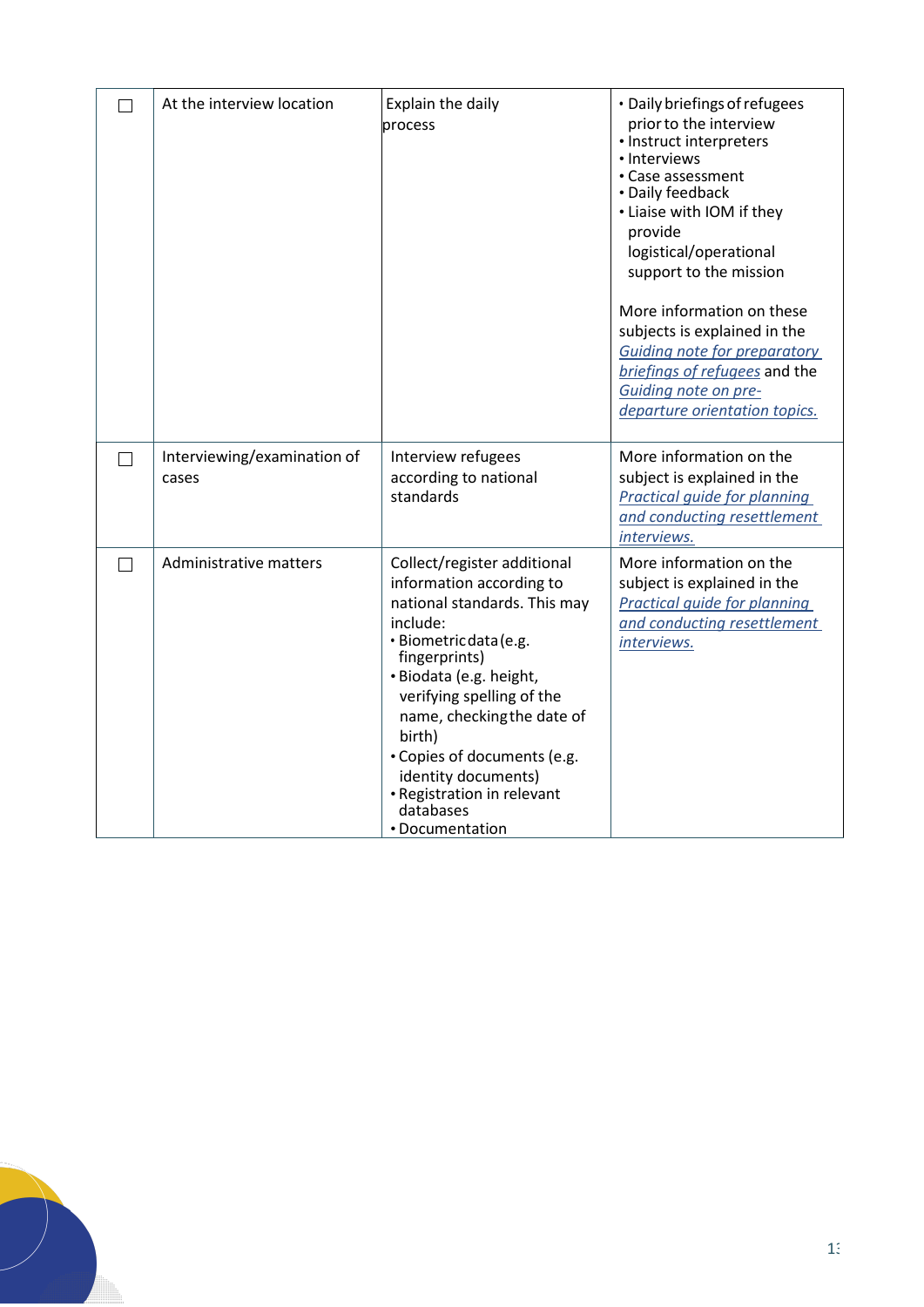| | | | |
|---|---|---|---|
| ☐ | At the interview location | Explain the daily process | • Daily briefings of refugees prior to the interview<br>• Instruct interpreters<br>• Interviews<br>• Case assessment<br>• Daily feedback<br>• Liaise with IOM if they provide logistical/operational support to the mission<br><br>More information on these subjects is explained in the *Guiding note for preparatory briefings of refugees* and the *Guiding note on pre-departure orientation topics.* |
| ☐ | Interviewing/examination of cases | Interview refugees according to national standards | More information on the subject is explained in the *Practical guide for planning and conducting resettlement interviews.* |
| ☐ | Administrative matters | Collect/register additional information according to national standards. This may include:<br>• Biometric data (e.g. fingerprints)<br>• Biodata (e.g. height, verifying spelling of the name, checking the date of birth)<br>• Copies of documents (e.g. identity documents)<br>• Registration in relevant databases<br>• Documentation | More information on the subject is explained in the *Practical guide for planning and conducting resettlement interviews.* |